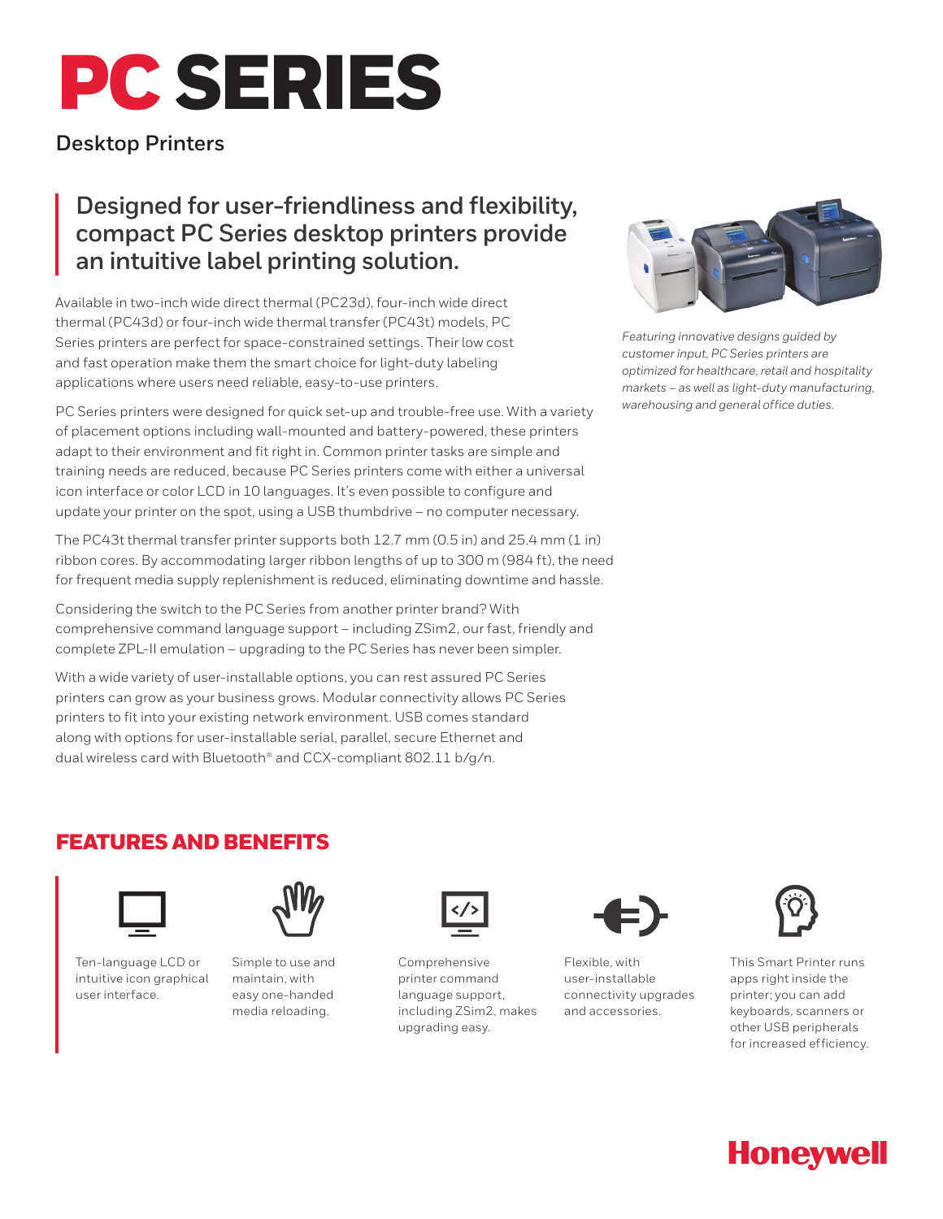# PC SERIES

**Desktop Printers**

## Designed for user-friendliness and flexibility, compact PC Series desktop printers provide an intuitive label printing solution.

Available in two-inch wide direct thermal (PC23d), four-inch wide direct thermal (PC43d) or four-inch wide thermal transfer (PC43t) models, PC Series printers are perfect for space-constrained settings. Their low cost and fast operation make them the smart choice for light-duty labeling applications where users need reliable, easy-to-use printers.

PC Series printers were designed for quick set-up and trouble-free use. With a variety of placement options including wall-mounted and battery-powered, these printers adapt to their environment and fit right in. Common printer tasks are simple and training needs are reduced, because PC Series printers come with either a universal icon interface or color LCD in 10 languages. It's even possible to configure and update your printer on the spot, using a USB thumbdrive – no computer necessary.

The PC43t thermal transfer printer supports both 12.7 mm (0.5 in) and 25.4 mm (1 in) ribbon cores. By accommodating larger ribbon lengths of up to 300 m (984 ft), the need for frequent media supply replenishment is reduced, eliminating downtime and hassle.

Considering the switch to the PC Series from another printer brand? With comprehensive command language support – including ZSim2, our fast, friendly and complete ZPL-II emulation – upgrading to the PC Series has never been simpler.

With a wide variety of user-installable options, you can rest assured PC Series printers can grow as your business grows. Modular connectivity allows PC Series printers to fit into your existing network environment. USB comes standard along with options for user-installable serial, parallel, secure Ethernet and dual wireless card with Bluetooth® and CCX-compliant 802.11 b/g/n.

*Featuring innovative designs guided by customer input, PC Series printers are optimized for healthcare, retail and hospitality markets – as well as light-duty manufacturing, warehousing and general office duties.*

## FEATURES AND BENEFITS

- Ten-language LCD or intuitive icon graphical user interface.
- Simple to use and maintain, with easy one-handed media reloading.
- Comprehensive printer command language support, including ZSim2, makes upgrading easy.
- Flexible, with user-installable connectivity upgrades and accessories.
- This Smart Printer runs apps right inside the printer; you can add keyboards, scanners or other USB peripherals for increased efficiency.

Honeywell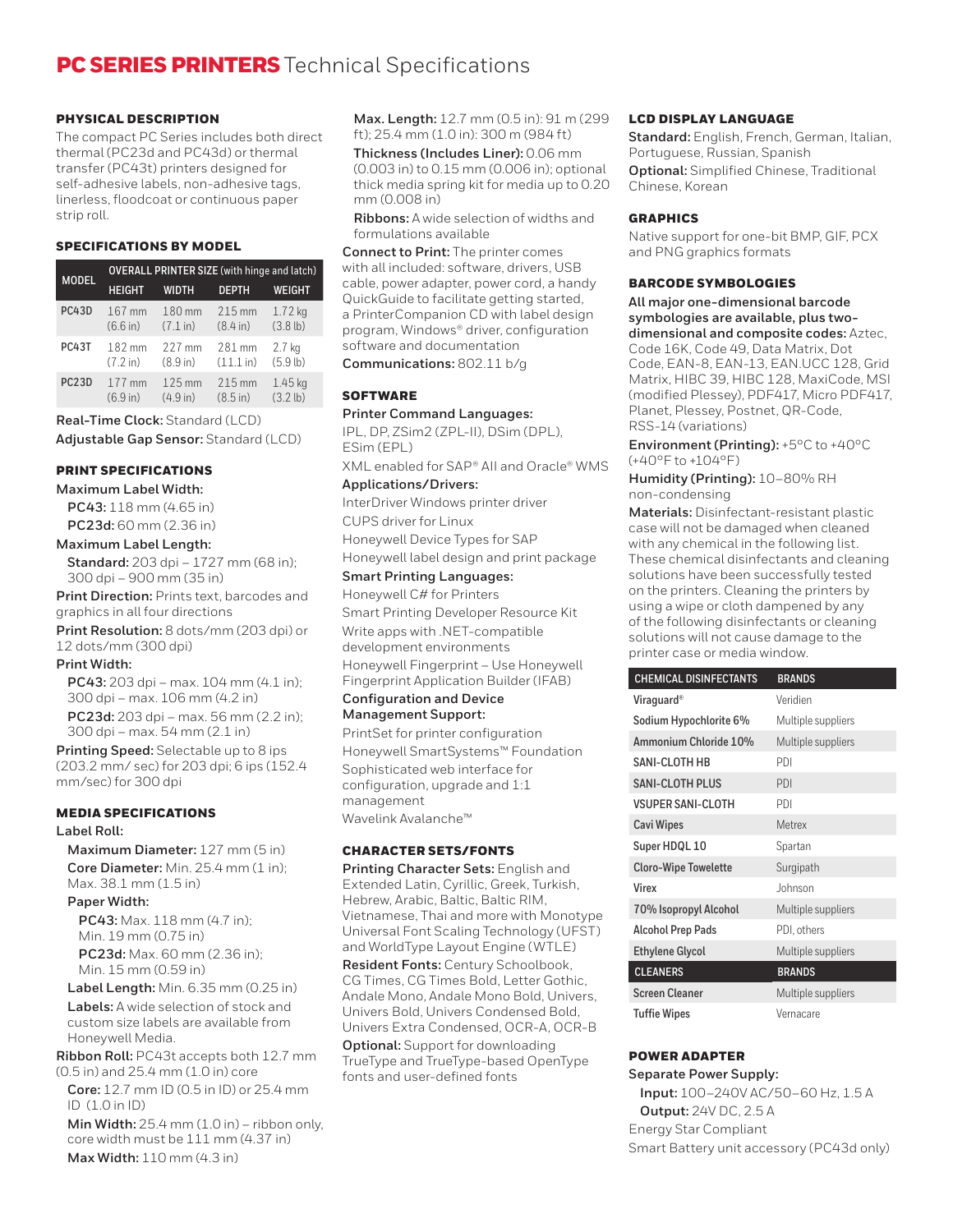# PC SERIES PRINTERS Technical Specifications

### PHYSICAL DESCRIPTION

The compact PC Series includes both direct thermal (PC23d and PC43d) or thermal transfer (PC43t) printers designed for self-adhesive labels, non-adhesive tags, linerless, floodcoat or continuous paper strip roll.

### SPECIFICATIONS BY MODEL

| MODEL | OVERALL PRINTER SIZE (with hinge and latch) | | | |
|---|---|---|---|---|
| | HEIGHT | WIDTH | DEPTH | WEIGHT |
| PC43D | 167 mm (6.6 in) | 180 mm (7.1 in) | 215 mm (8.4 in) | 1.72 kg (3.8 lb) |
| PC43T | 182 mm (7.2 in) | 227 mm (8.9 in) | 281 mm (11.1 in) | 2.7 kg (5.9 lb) |
| PC23D | 177 mm (6.9 in) | 125 mm (4.9 in) | 215 mm (8.5 in) | 1.45 kg (3.2 lb) |

**Real-Time Clock:** Standard (LCD)

**Adjustable Gap Sensor:** Standard (LCD)

### PRINT SPECIFICATIONS

**Maximum Label Width:**

**PC43:** 118 mm (4.65 in)

**PC23d:** 60 mm (2.36 in)

**Maximum Label Length:**

**Standard:** 203 dpi – 1727 mm (68 in); 300 dpi – 900 mm (35 in)

**Print Direction:** Prints text, barcodes and graphics in all four directions

**Print Resolution:** 8 dots/mm (203 dpi) or 12 dots/mm (300 dpi)

**Print Width:**

**PC43:** 203 dpi – max. 104 mm (4.1 in); 300 dpi – max. 106 mm (4.2 in)

**PC23d:** 203 dpi – max. 56 mm (2.2 in); 300 dpi – max. 54 mm (2.1 in)

**Printing Speed:** Selectable up to 8 ips (203.2 mm/ sec) for 203 dpi; 6 ips (152.4 mm/sec) for 300 dpi

### MEDIA SPECIFICATIONS

**Label Roll:**

**Maximum Diameter:** 127 mm (5 in)

**Core Diameter:** Min. 25.4 mm (1 in); Max. 38.1 mm (1.5 in)

**Paper Width:**

**PC43:** Max. 118 mm (4.7 in); Min. 19 mm (0.75 in)

**PC23d:** Max. 60 mm (2.36 in); Min. 15 mm (0.59 in)

**Label Length:** Min. 6.35 mm (0.25 in)

**Labels:** A wide selection of stock and custom size labels are available from Honeywell Media.

**Ribbon Roll:** PC43t accepts both 12.7 mm (0.5 in) and 25.4 mm (1.0 in) core

**Core:** 12.7 mm ID (0.5 in ID) or 25.4 mm ID (1.0 in ID)

**Min Width:** 25.4 mm (1.0 in) – ribbon only, core width must be 111 mm (4.37 in)

**Max Width:** 110 mm (4.3 in)

**Max. Length:** 12.7 mm (0.5 in): 91 m (299 ft); 25.4 mm (1.0 in): 300 m (984 ft)

**Thickness (Includes Liner):** 0.06 mm (0.003 in) to 0.15 mm (0.006 in); optional thick media spring kit for media up to 0.20 mm (0.008 in)

**Ribbons:** A wide selection of widths and formulations available

**Connect to Print:** The printer comes with all included: software, drivers, USB cable, power adapter, power cord, a handy QuickGuide to facilitate getting started, a PrinterCompanion CD with label design program, Windows® driver, configuration software and documentation

**Communications:** 802.11 b/g

### SOFTWARE

**Printer Command Languages:**

IPL, DP, ZSim2 (ZPL-II), DSim (DPL), ESim (EPL)

XML enabled for SAP® AII and Oracle® WMS

**Applications/Drivers:**

InterDriver Windows printer driver

CUPS driver for Linux

Honeywell Device Types for SAP

Honeywell label design and print package

**Smart Printing Languages:**

Honeywell C# for Printers

Smart Printing Developer Resource Kit

Write apps with .NET-compatible development environments

Honeywell Fingerprint – Use Honeywell Fingerprint Application Builder (IFAB)

**Configuration and Device Management Support:**

PrintSet for printer configuration

Honeywell SmartSystems™ Foundation

Sophisticated web interface for configuration, upgrade and 1:1 management

Wavelink Avalanche™

### CHARACTER SETS/FONTS

**Printing Character Sets:** English and Extended Latin, Cyrillic, Greek, Turkish, Hebrew, Arabic, Baltic, Baltic RIM, Vietnamese, Thai and more with Monotype Universal Font Scaling Technology (UFST) and WorldType Layout Engine (WTLE)

**Resident Fonts:** Century Schoolbook, CG Times, CG Times Bold, Letter Gothic, Andale Mono, Andale Mono Bold, Univers, Univers Bold, Univers Condensed Bold, Univers Extra Condensed, OCR-A, OCR-B

**Optional:** Support for downloading TrueType and TrueType-based OpenType fonts and user-defined fonts

### LCD DISPLAY LANGUAGE

**Standard:** English, French, German, Italian, Portuguese, Russian, Spanish

**Optional:** Simplified Chinese, Traditional Chinese, Korean

### GRAPHICS

Native support for one-bit BMP, GIF, PCX and PNG graphics formats

### BARCODE SYMBOLOGIES

**All major one-dimensional barcode symbologies are available, plus two-dimensional and composite codes:** Aztec, Code 16K, Code 49, Data Matrix, Dot Code, EAN-8, EAN-13, EAN.UCC 128, Grid Matrix, HIBC 39, HIBC 128, MaxiCode, MSI (modified Plessey), PDF417, Micro PDF417, Planet, Plessey, Postnet, QR-Code, RSS-14 (variations)

**Environment (Printing):** +5°C to +40°C (+40°F to +104°F)

**Humidity (Printing):** 10–80% RH non-condensing

**Materials:** Disinfectant-resistant plastic case will not be damaged when cleaned with any chemical in the following list. These chemical disinfectants and cleaning solutions have been successfully tested on the printers. Cleaning the printers by using a wipe or cloth dampened by any of the following disinfectants or cleaning solutions will not cause damage to the printer case or media window.

| CHEMICAL DISINFECTANTS | BRANDS |
|---|---|
| Viraguard® | Veridien |
| Sodium Hypochlorite 6% | Multiple suppliers |
| Ammonium Chloride 10% | Multiple suppliers |
| SANI-CLOTH HB | PDI |
| SANI-CLOTH PLUS | PDI |
| VSUPER SANI-CLOTH | PDI |
| Cavi Wipes | Metrex |
| Super HDQL 10 | Spartan |
| Cloro-Wipe Towelette | Surgipath |
| Virex | Johnson |
| 70% Isopropyl Alcohol | Multiple suppliers |
| Alcohol Prep Pads | PDI, others |
| Ethylene Glycol | Multiple suppliers |
| **CLEANERS** | **BRANDS** |
| Screen Cleaner | Multiple suppliers |
| Tuffie Wipes | Vernacare |

### POWER ADAPTER

**Separate Power Supply:**

**Input:** 100–240V AC/50–60 Hz, 1.5 A

**Output:** 24V DC, 2.5 A

Energy Star Compliant

Smart Battery unit accessory (PC43d only)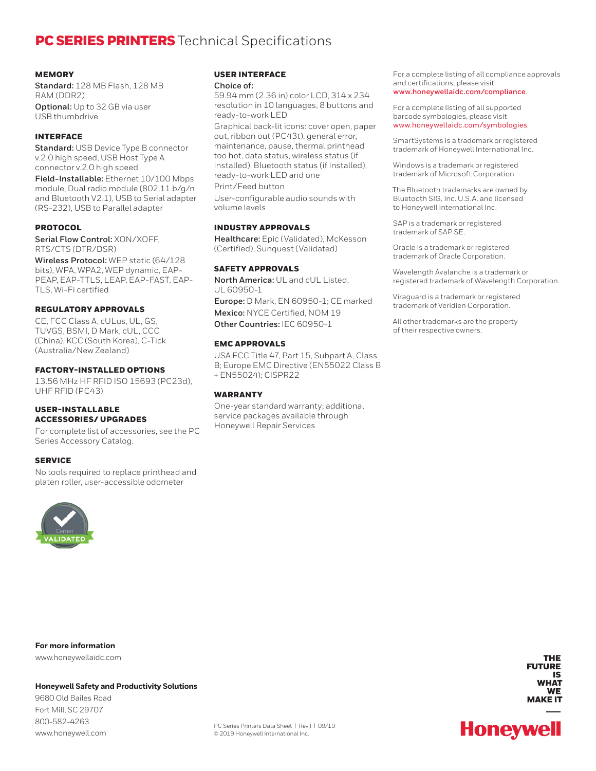# PC SERIES PRINTERS Technical Specifications

### MEMORY

**Standard:** 128 MB Flash, 128 MB RAM (DDR2)

**Optional:** Up to 32 GB via user USB thumbdrive

### INTERFACE

**Standard:** USB Device Type B connector v.2.0 high speed, USB Host Type A connector v.2.0 high speed

**Field-Installable:** Ethernet 10/100 Mbps module, Dual radio module (802.11 b/g/n and Bluetooth V2.1), USB to Serial adapter (RS-232), USB to Parallel adapter

### PROTOCOL

**Serial Flow Control:** XON/XOFF, RTS/CTS (DTR/DSR)

**Wireless Protocol:** WEP static (64/128 bits), WPA, WPA2, WEP dynamic, EAP-PEAP, EAP-TTLS, LEAP, EAP-FAST, EAP-TLS, Wi-Fi certified

### REGULATORY APPROVALS

CE, FCC Class A, cULus, UL, GS, TUVGS, BSMI, D Mark, cUL, CCC (China), KCC (South Korea), C-Tick (Australia/New Zealand)

### FACTORY-INSTALLED OPTIONS

13.56 MHz HF RFID ISO 15693 (PC23d), UHF RFID (PC43)

### USER-INSTALLABLE ACCESSORIES/ UPGRADES

For complete list of accessories, see the PC Series Accessory Catalog.

### SERVICE

No tools required to replace printhead and platen roller, user-accessible odometer

Cerner VALIDATED

### USER INTERFACE

**Choice of:**

59.94 mm (2.36 in) color LCD, 314 x 234 resolution in 10 languages, 8 buttons and ready-to-work LED

Graphical back-lit icons: cover open, paper out, ribbon out (PC43t), general error, maintenance, pause, thermal printhead too hot, data status, wireless status (if installed), Bluetooth status (if installed), ready-to-work LED and one Print/Feed button

User-configurable audio sounds with volume levels

### INDUSTRY APPROVALS

**Healthcare:** Epic (Validated), McKesson (Certified), Sunquest (Validated)

### SAFETY APPROVALS

**North America:** UL and cUL Listed, UL 60950-1

**Europe:** D Mark, EN 60950-1; CE marked

**Mexico:** NYCE Certified, NOM 19

**Other Countries:** IEC 60950-1

### EMC APPROVALS

USA FCC Title 47, Part 15, Subpart A, Class B; Europe EMC Directive (EN55022 Class B + EN55024); CISPR22

### WARRANTY

One-year standard warranty; additional service packages available through Honeywell Repair Services

For a complete listing of all compliance approvals and certifications, please visit www.honeywellaidc.com/compliance.

For a complete listing of all supported barcode symbologies, please visit www.honeywellaidc.com/symbologies.

SmartSystems is a trademark or registered trademark of Honeywell International Inc.

Windows is a trademark or registered trademark of Microsoft Corporation.

The Bluetooth trademarks are owned by Bluetooth SIG, Inc. U.S.A. and licensed to Honeywell International Inc.

SAP is a trademark or registered trademark of SAP SE.

Oracle is a trademark or registered trademark of Oracle Corporation.

Wavelength Avalanche is a trademark or registered trademark of Wavelength Corporation.

Viraguard is a trademark or registered trademark of Veridien Corporation.

All other trademarks are the property of their respective owners.

**For more information**

www.honeywellaidc.com

**Honeywell Safety and Productivity Solutions**

9680 Old Bailes Road
Fort Mill, SC 29707
800-582-4263
www.honeywell.com

PC Series Printers Data Sheet | Rev I | 09/19
© 2019 Honeywell International Inc.

THE FUTURE IS WHAT WE MAKE IT

Honeywell